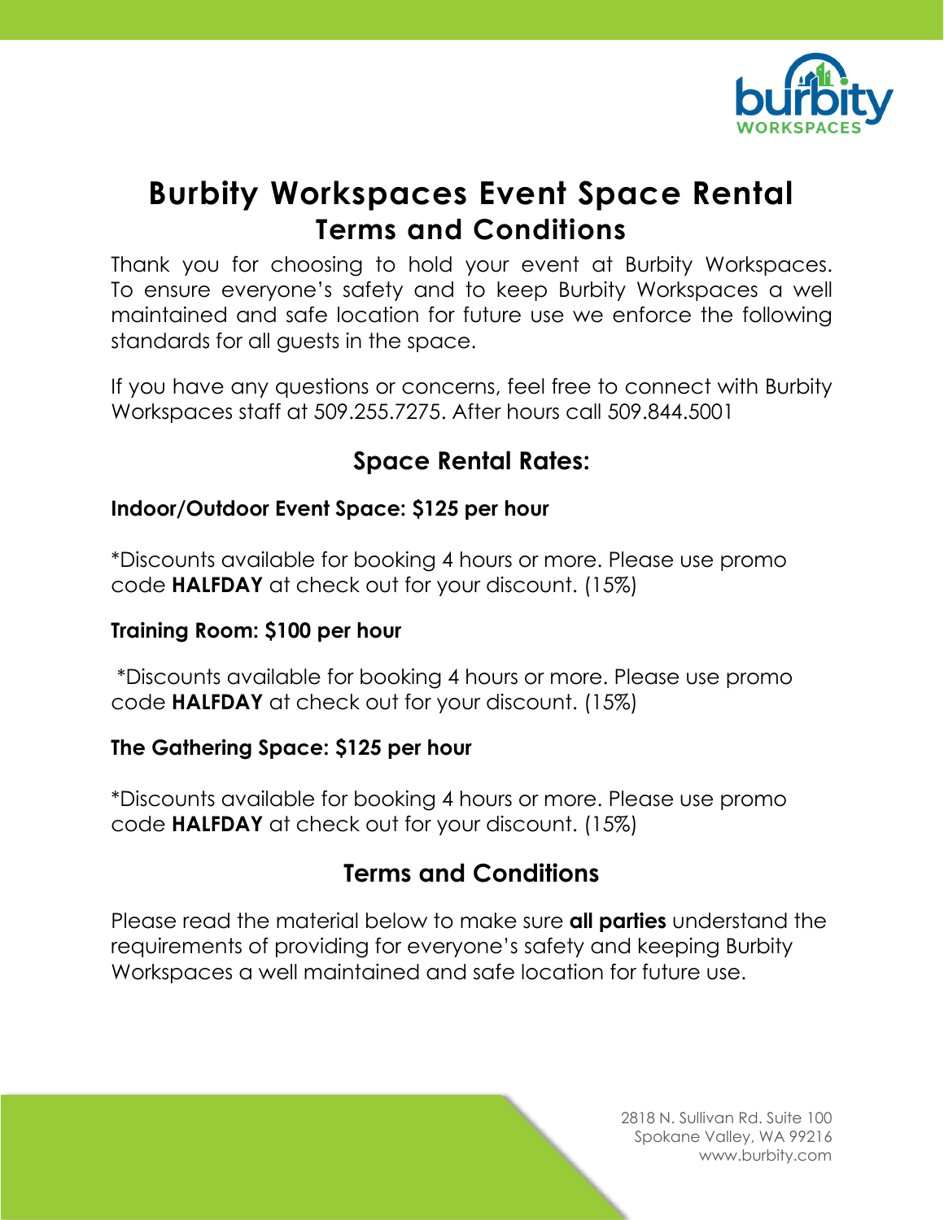# Burbity Workspaces Event Space Rental
## Terms and Conditions

Thank you for choosing to hold your event at Burbity Workspaces. To ensure everyone's safety and to keep Burbity Workspaces a well maintained and safe location for future use we enforce the following standards for all guests in the space.

If you have any questions or concerns, feel free to connect with Burbity Workspaces staff at 509.255.7275. After hours call 509.844.5001

## Space Rental Rates:

**Indoor/Outdoor Event Space: $125 per hour**

*Discounts available for booking 4 hours or more. Please use promo code **HALFDAY** at check out for your discount. (15%)

**Training Room: $100 per hour**

*Discounts available for booking 4 hours or more. Please use promo code **HALFDAY** at check out for your discount. (15%)

**The Gathering Space: $125 per hour**

*Discounts available for booking 4 hours or more. Please use promo code **HALFDAY** at check out for your discount. (15%)

## Terms and Conditions

Please read the material below to make sure **all parties** understand the requirements of providing for everyone's safety and keeping Burbity Workspaces a well maintained and safe location for future use.

2818 N. Sullivan Rd. Suite 100
Spokane Valley, WA 99216
www.burbity.com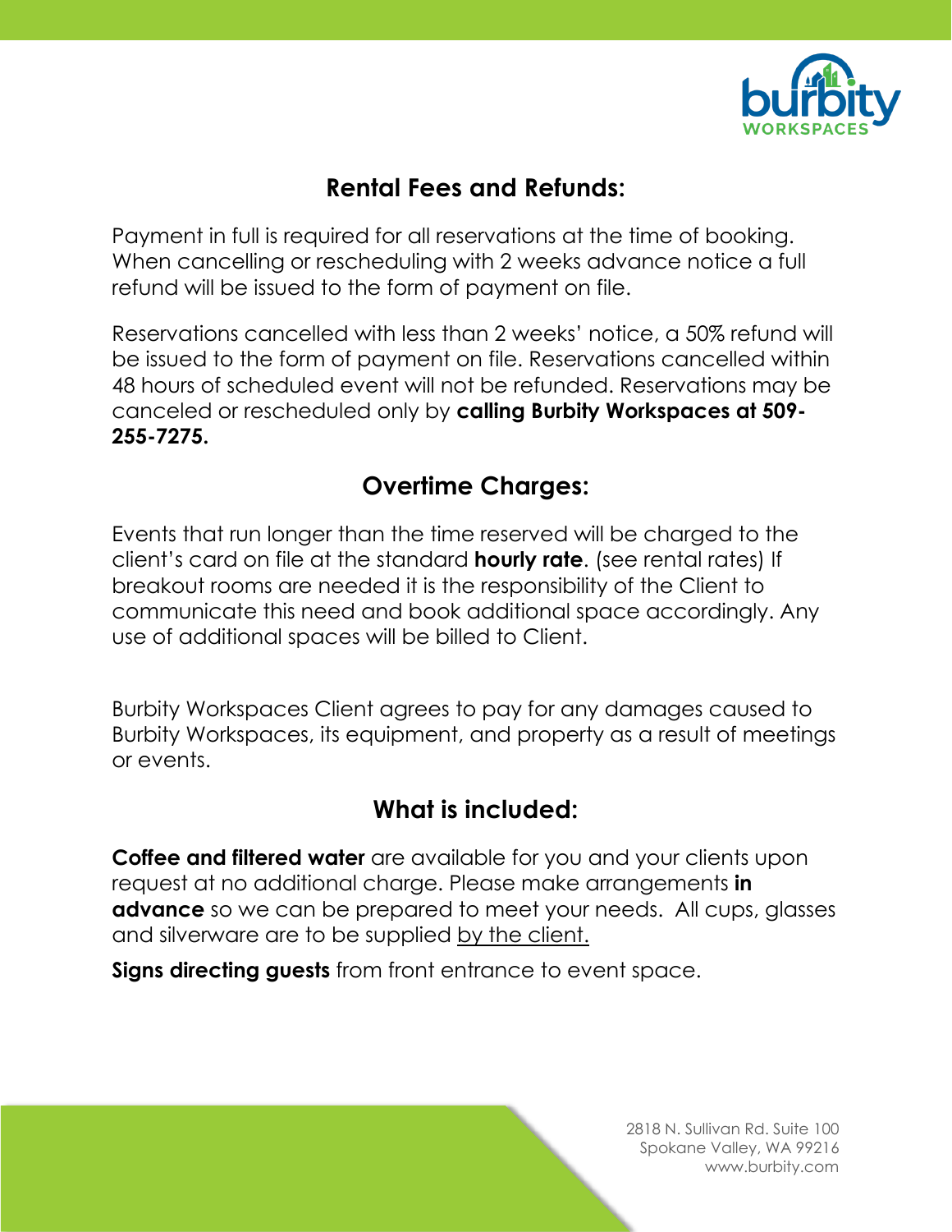## Rental Fees and Refunds:

Payment in full is required for all reservations at the time of booking. When cancelling or rescheduling with 2 weeks advance notice a full refund will be issued to the form of payment on file.

Reservations cancelled with less than 2 weeks' notice, a 50% refund will be issued to the form of payment on file. Reservations cancelled within 48 hours of scheduled event will not be refunded. Reservations may be canceled or rescheduled only by **calling Burbity Workspaces at 509-255-7275.**

## Overtime Charges:

Events that run longer than the time reserved will be charged to the client's card on file at the standard **hourly rate**. (see rental rates) If breakout rooms are needed it is the responsibility of the Client to communicate this need and book additional space accordingly. Any use of additional spaces will be billed to Client.

Burbity Workspaces Client agrees to pay for any damages caused to Burbity Workspaces, its equipment, and property as a result of meetings or events.

## What is included:

**Coffee and filtered water** are available for you and your clients upon request at no additional charge. Please make arrangements **in advance** so we can be prepared to meet your needs. All cups, glasses and silverware are to be supplied <u>by the client.</u>

**Signs directing guests** from front entrance to event space.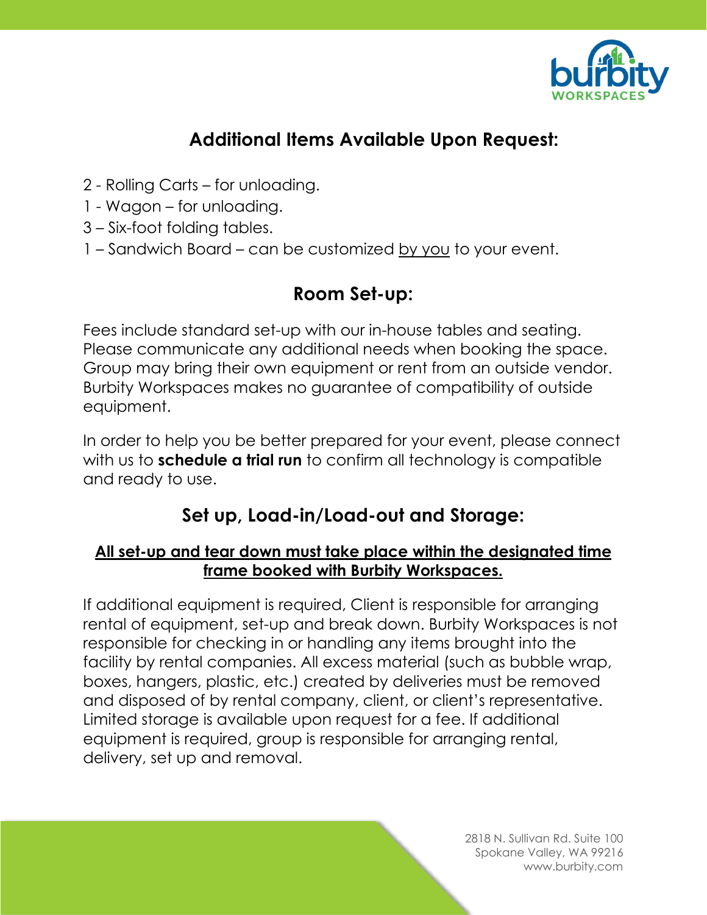## Additional Items Available Upon Request:

2 - Rolling Carts – for unloading.
1 - Wagon – for unloading.
3 – Six-foot folding tables.
1 – Sandwich Board – can be customized by you to your event.

## Room Set-up:

Fees include standard set-up with our in-house tables and seating. Please communicate any additional needs when booking the space. Group may bring their own equipment or rent from an outside vendor. Burbity Workspaces makes no guarantee of compatibility of outside equipment.

In order to help you be better prepared for your event, please connect with us to **schedule a trial run** to confirm all technology is compatible and ready to use.

## Set up, Load-in/Load-out and Storage:

**All set-up and tear down must take place within the designated time frame booked with Burbity Workspaces.**

If additional equipment is required, Client is responsible for arranging rental of equipment, set-up and break down. Burbity Workspaces is not responsible for checking in or handling any items brought into the facility by rental companies. All excess material (such as bubble wrap, boxes, hangers, plastic, etc.) created by deliveries must be removed and disposed of by rental company, client, or client's representative. Limited storage is available upon request for a fee. If additional equipment is required, group is responsible for arranging rental, delivery, set up and removal.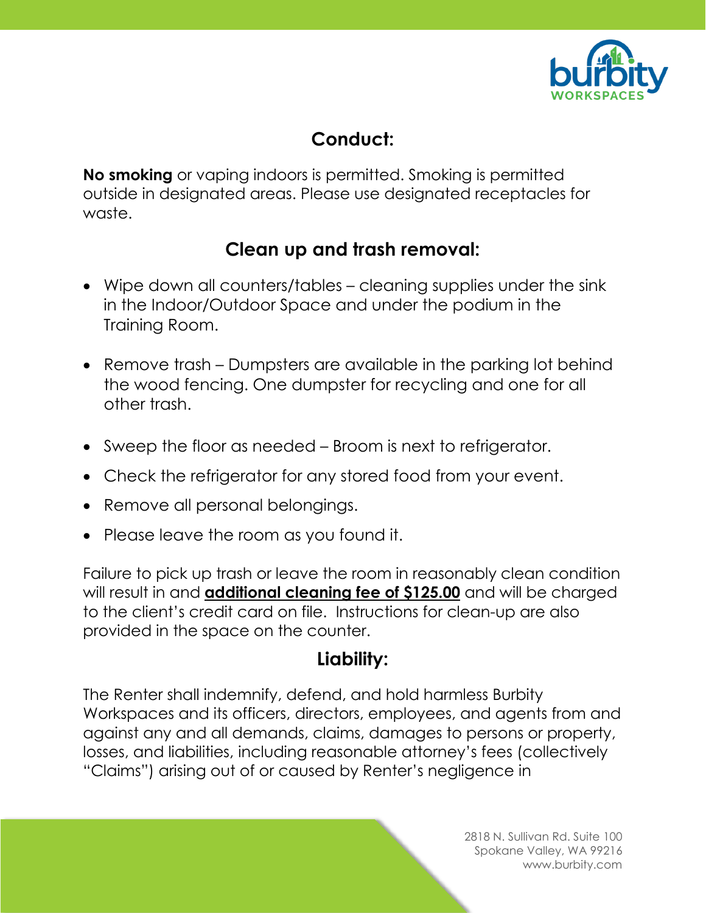## Conduct:

**No smoking** or vaping indoors is permitted. Smoking is permitted outside in designated areas. Please use designated receptacles for waste.

## Clean up and trash removal:

- Wipe down all counters/tables – cleaning supplies under the sink in the Indoor/Outdoor Space and under the podium in the Training Room.
- Remove trash – Dumpsters are available in the parking lot behind the wood fencing. One dumpster for recycling and one for all other trash.
- Sweep the floor as needed – Broom is next to refrigerator.
- Check the refrigerator for any stored food from your event.
- Remove all personal belongings.
- Please leave the room as you found it.

Failure to pick up trash or leave the room in reasonably clean condition will result in and <u>**additional cleaning fee of $125.00**</u> and will be charged to the client's credit card on file. Instructions for clean-up are also provided in the space on the counter.

## Liability:

The Renter shall indemnify, defend, and hold harmless Burbity Workspaces and its officers, directors, employees, and agents from and against any and all demands, claims, damages to persons or property, losses, and liabilities, including reasonable attorney's fees (collectively "Claims") arising out of or caused by Renter's negligence in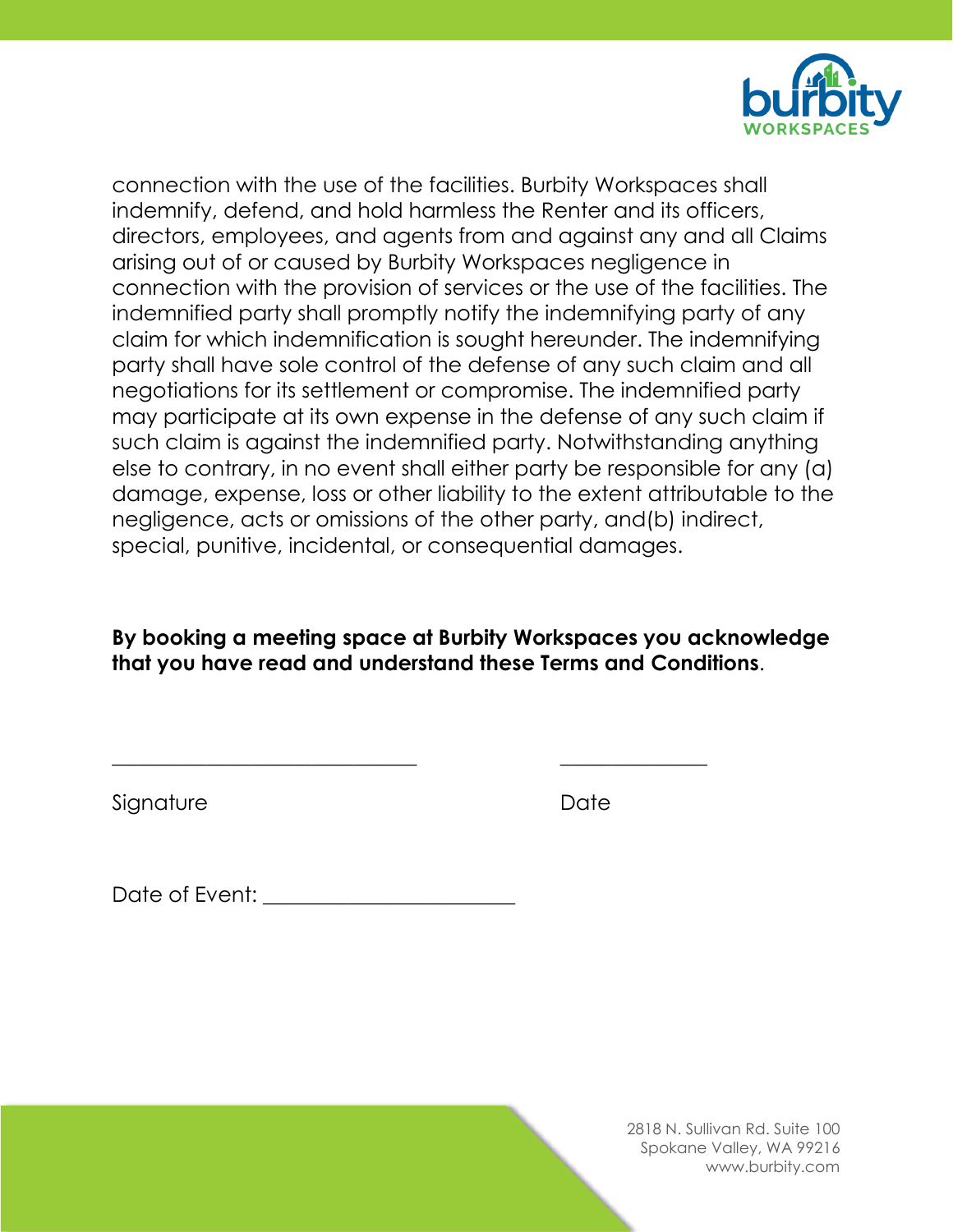connection with the use of the facilities. Burbity Workspaces shall indemnify, defend, and hold harmless the Renter and its officers, directors, employees, and agents from and against any and all Claims arising out of or caused by Burbity Workspaces negligence in connection with the provision of services or the use of the facilities. The indemnified party shall promptly notify the indemnifying party of any claim for which indemnification is sought hereunder. The indemnifying party shall have sole control of the defense of any such claim and all negotiations for its settlement or compromise. The indemnified party may participate at its own expense in the defense of any such claim if such claim is against the indemnified party. Notwithstanding anything else to contrary, in no event shall either party be responsible for any (a) damage, expense, loss or other liability to the extent attributable to the negligence, acts or omissions of the other party, and(b) indirect, special, punitive, incidental, or consequential damages.

**By booking a meeting space at Burbity Workspaces you acknowledge that you have read and understand these Terms and Conditions**.

______________________________ ______________

Signature Date

Date of Event: ________________________

2818 N. Sullivan Rd. Suite 100
Spokane Valley, WA 99216
www.burbity.com